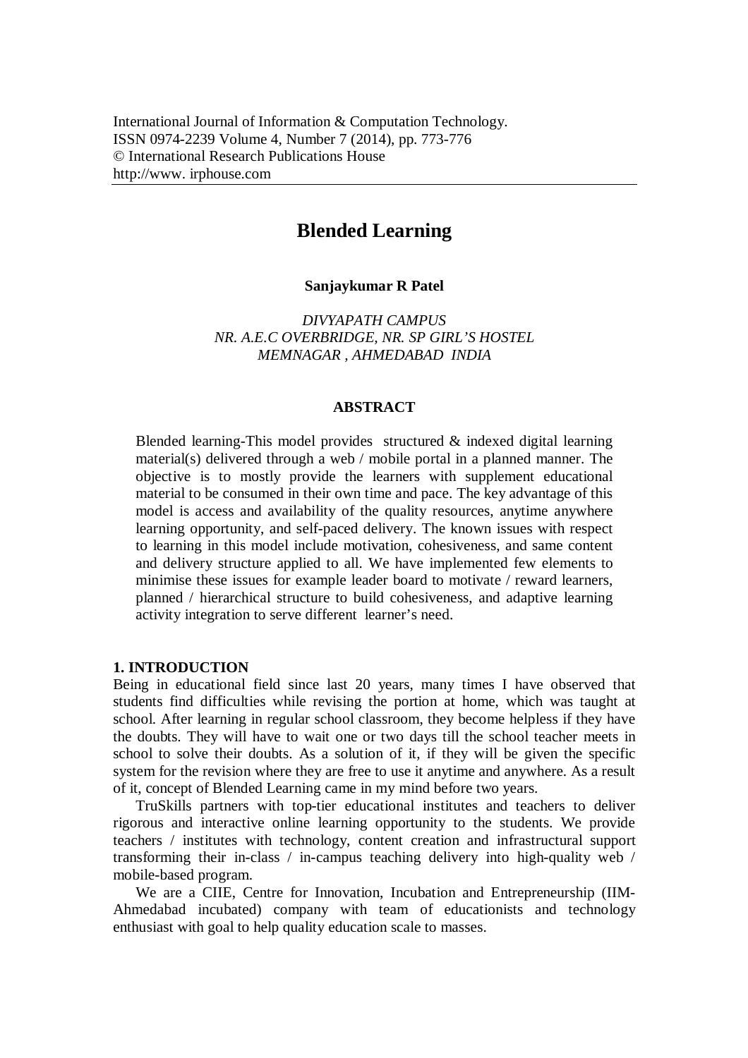# Blended Learning

**Sanjaykumar R Patel**

*DIVYAPATH CAMPUS*
*NR. A.E.C OVERBRIDGE, NR. SP GIRL'S HOSTEL*
*MEMNAGAR , AHMEDABAD INDIA*

## ABSTRACT

Blended learning-This model provides structured & indexed digital learning material(s) delivered through a web / mobile portal in a planned manner. The objective is to mostly provide the learners with supplement educational material to be consumed in their own time and pace. The key advantage of this model is access and availability of the quality resources, anytime anywhere learning opportunity, and self-paced delivery. The known issues with respect to learning in this model include motivation, cohesiveness, and same content and delivery structure applied to all. We have implemented few elements to minimise these issues for example leader board to motivate / reward learners, planned / hierarchical structure to build cohesiveness, and adaptive learning activity integration to serve different learner's need.

## 1. INTRODUCTION

Being in educational field since last 20 years, many times I have observed that students find difficulties while revising the portion at home, which was taught at school. After learning in regular school classroom, they become helpless if they have the doubts. They will have to wait one or two days till the school teacher meets in school to solve their doubts. As a solution of it, if they will be given the specific system for the revision where they are free to use it anytime and anywhere. As a result of it, concept of Blended Learning came in my mind before two years.

TruSkills partners with top-tier educational institutes and teachers to deliver rigorous and interactive online learning opportunity to the students. We provide teachers / institutes with technology, content creation and infrastructural support transforming their in-class / in-campus teaching delivery into high-quality web / mobile-based program.

We are a CIIE, Centre for Innovation, Incubation and Entrepreneurship (IIM-Ahmedabad incubated) company with team of educationists and technology enthusiast with goal to help quality education scale to masses.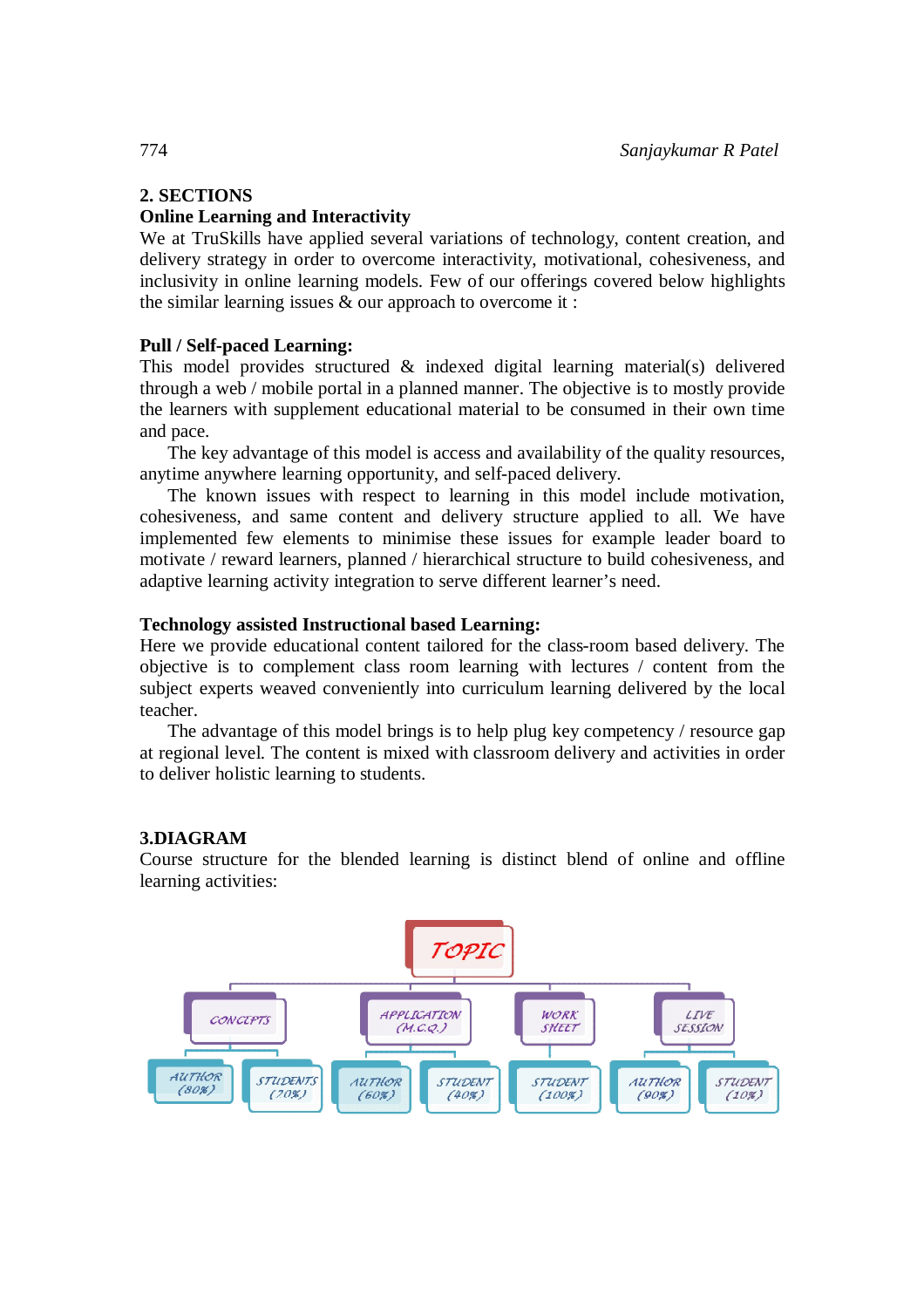## 2. SECTIONS

### Online Learning and Interactivity

We at TruSkills have applied several variations of technology, content creation, and delivery strategy in order to overcome interactivity, motivational, cohesiveness, and inclusivity in online learning models. Few of our offerings covered below highlights the similar learning issues & our approach to overcome it :

### Pull / Self-paced Learning:

This model provides structured & indexed digital learning material(s) delivered through a web / mobile portal in a planned manner. The objective is to mostly provide the learners with supplement educational material to be consumed in their own time and pace.

The key advantage of this model is access and availability of the quality resources, anytime anywhere learning opportunity, and self-paced delivery.

The known issues with respect to learning in this model include motivation, cohesiveness, and same content and delivery structure applied to all. We have implemented few elements to minimise these issues for example leader board to motivate / reward learners, planned / hierarchical structure to build cohesiveness, and adaptive learning activity integration to serve different learner's need.

### Technology assisted Instructional based Learning:

Here we provide educational content tailored for the class-room based delivery. The objective is to complement class room learning with lectures / content from the subject experts weaved conveniently into curriculum learning delivered by the local teacher.

The advantage of this model brings is to help plug key competency / resource gap at regional level. The content is mixed with classroom delivery and activities in order to deliver holistic learning to students.

## 3.DIAGRAM

Course structure for the blended learning is distinct blend of online and offline learning activities:

TOPIC
- CONCEPTS
  - AUTHOR (80%)
  - STUDENTS (70%)
- APPLICATION (M.C.Q.)
  - AUTHOR (60%)
  - STUDENT (40%)
- WORK SHEET
  - STUDENT (100%)
- LIVE SESSION
  - AUTHOR (90%)
  - STUDENT (10%)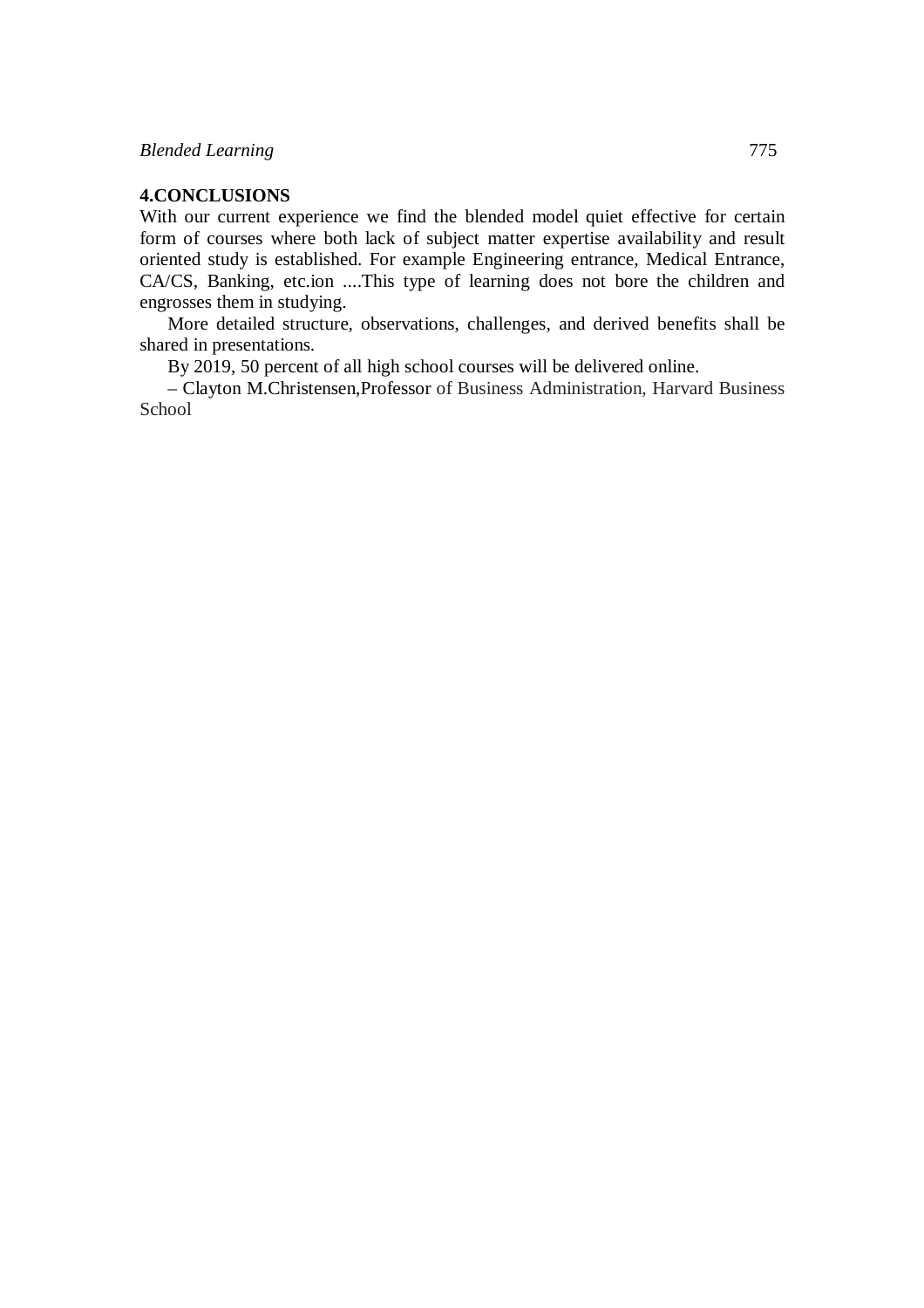## 4.CONCLUSIONS

With our current experience we find the blended model quiet effective for certain form of courses where both lack of subject matter expertise availability and result oriented study is established. For example Engineering entrance, Medical Entrance, CA/CS, Banking, etc.ion ....This type of learning does not bore the children and engrosses them in studying.

More detailed structure, observations, challenges, and derived benefits shall be shared in presentations.

By 2019, 50 percent of all high school courses will be delivered online.

– Clayton M.Christensen,Professor of Business Administration, Harvard Business School